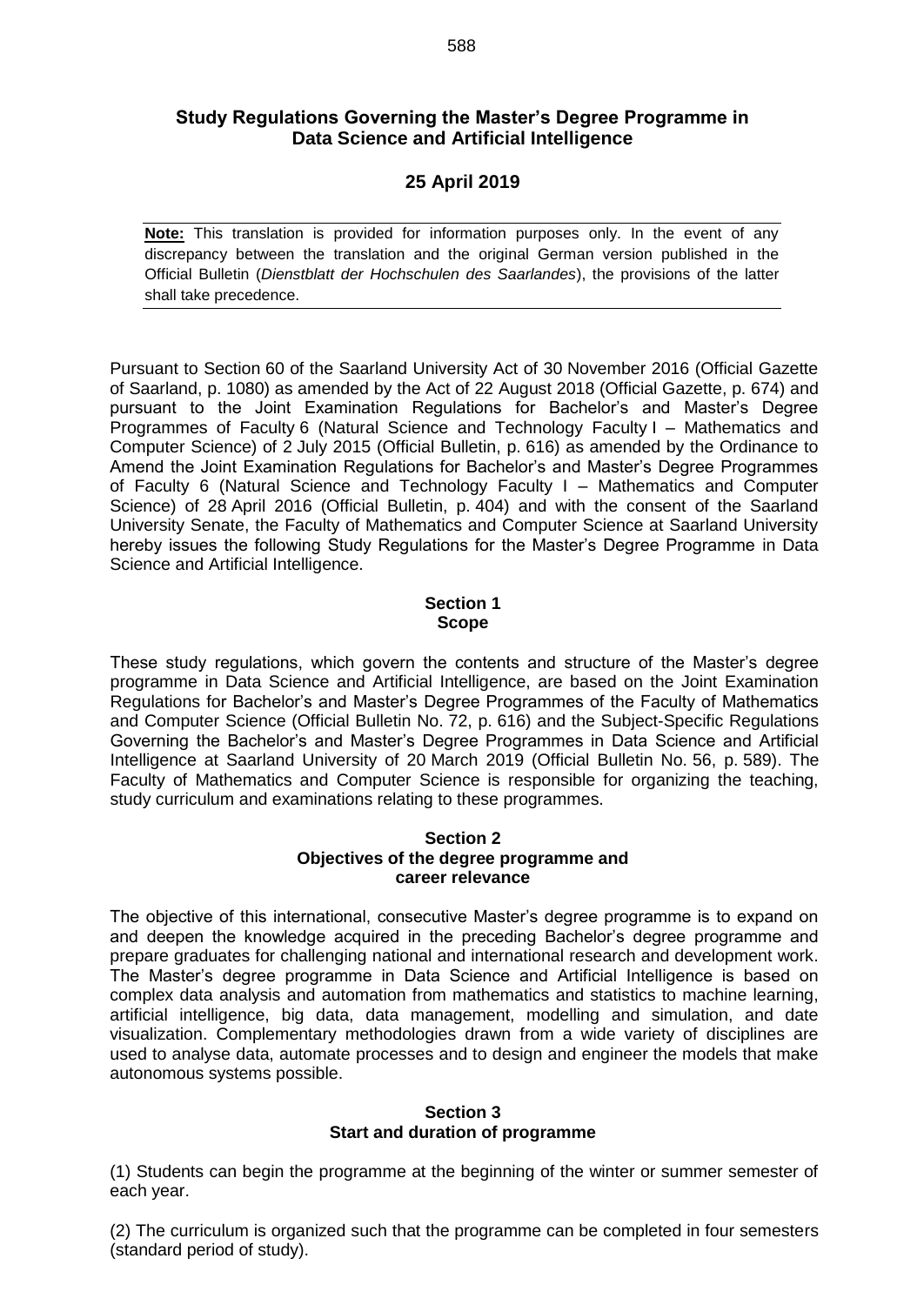# Study Regulations Governing the Master's Degree Programme in Data Science and Artificial Intelligence

## 25 April 2019

**Note:** This translation is provided for information purposes only. In the event of any discrepancy between the translation and the original German version published in the Official Bulletin (*Dienstblatt der Hochschulen des Saarlandes*), the provisions of the latter shall take precedence.

Pursuant to Section 60 of the Saarland University Act of 30 November 2016 (Official Gazette of Saarland, p. 1080) as amended by the Act of 22 August 2018 (Official Gazette, p. 674) and pursuant to the Joint Examination Regulations for Bachelor's and Master's Degree Programmes of Faculty 6 (Natural Science and Technology Faculty I – Mathematics and Computer Science) of 2 July 2015 (Official Bulletin, p. 616) as amended by the Ordinance to Amend the Joint Examination Regulations for Bachelor's and Master's Degree Programmes of Faculty 6 (Natural Science and Technology Faculty I – Mathematics and Computer Science) of 28 April 2016 (Official Bulletin, p. 404) and with the consent of the Saarland University Senate, the Faculty of Mathematics and Computer Science at Saarland University hereby issues the following Study Regulations for the Master's Degree Programme in Data Science and Artificial Intelligence.

### Section 1
### Scope

These study regulations, which govern the contents and structure of the Master's degree programme in Data Science and Artificial Intelligence, are based on the Joint Examination Regulations for Bachelor's and Master's Degree Programmes of the Faculty of Mathematics and Computer Science (Official Bulletin No. 72, p. 616) and the Subject-Specific Regulations Governing the Bachelor's and Master's Degree Programmes in Data Science and Artificial Intelligence at Saarland University of 20 March 2019 (Official Bulletin No. 56, p. 589). The Faculty of Mathematics and Computer Science is responsible for organizing the teaching, study curriculum and examinations relating to these programmes.

### Section 2
### Objectives of the degree programme and career relevance

The objective of this international, consecutive Master's degree programme is to expand on and deepen the knowledge acquired in the preceding Bachelor's degree programme and prepare graduates for challenging national and international research and development work. The Master's degree programme in Data Science and Artificial Intelligence is based on complex data analysis and automation from mathematics and statistics to machine learning, artificial intelligence, big data, data management, modelling and simulation, and date visualization. Complementary methodologies drawn from a wide variety of disciplines are used to analyse data, automate processes and to design and engineer the models that make autonomous systems possible.

### Section 3
### Start and duration of programme

(1) Students can begin the programme at the beginning of the winter or summer semester of each year.

(2) The curriculum is organized such that the programme can be completed in four semesters (standard period of study).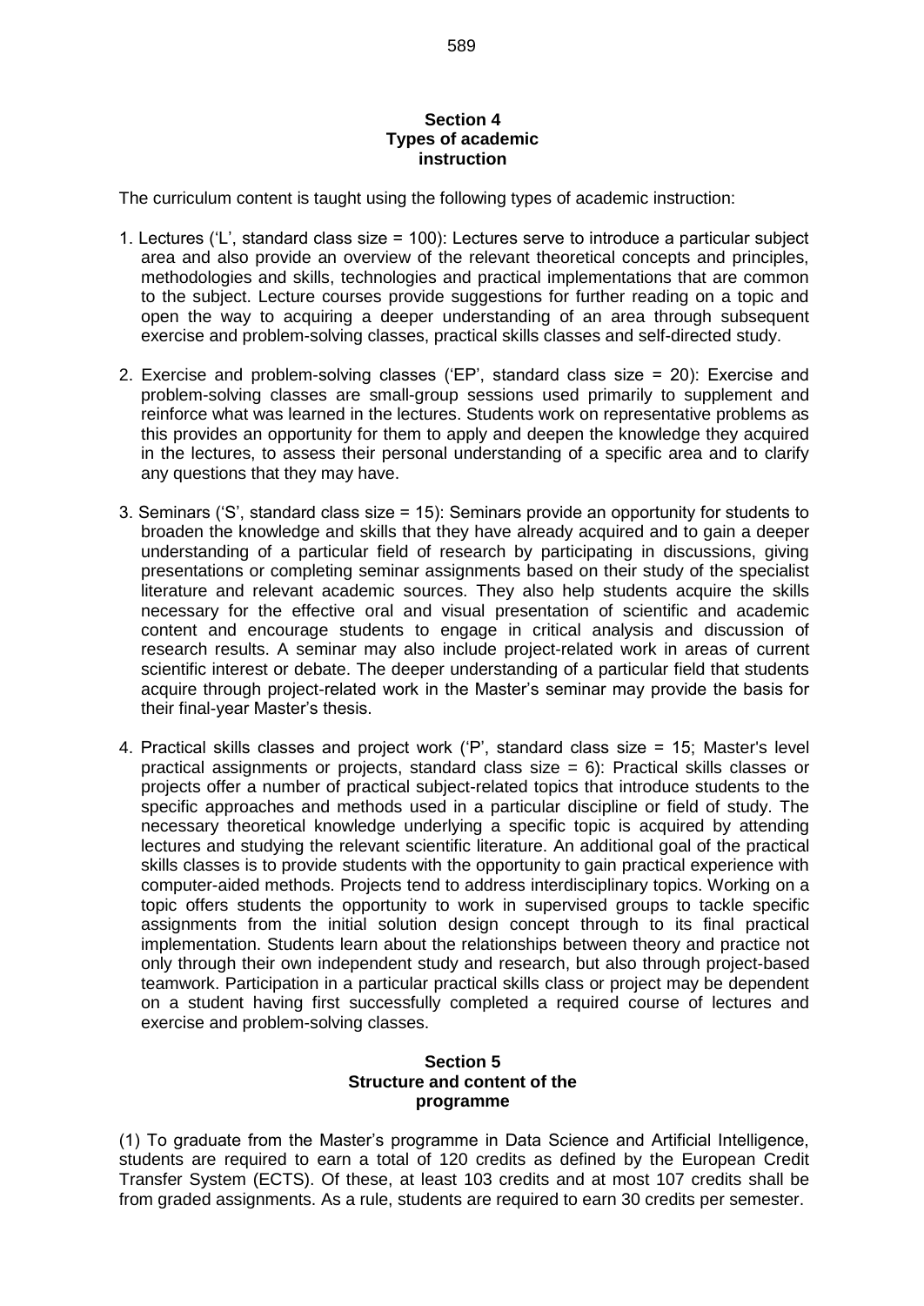## Section 4
## Types of academic instruction

The curriculum content is taught using the following types of academic instruction:

1. Lectures ('L', standard class size = 100): Lectures serve to introduce a particular subject area and also provide an overview of the relevant theoretical concepts and principles, methodologies and skills, technologies and practical implementations that are common to the subject. Lecture courses provide suggestions for further reading on a topic and open the way to acquiring a deeper understanding of an area through subsequent exercise and problem-solving classes, practical skills classes and self-directed study.

2. Exercise and problem-solving classes ('EP', standard class size = 20): Exercise and problem-solving classes are small-group sessions used primarily to supplement and reinforce what was learned in the lectures. Students work on representative problems as this provides an opportunity for them to apply and deepen the knowledge they acquired in the lectures, to assess their personal understanding of a specific area and to clarify any questions that they may have.

3. Seminars ('S', standard class size = 15): Seminars provide an opportunity for students to broaden the knowledge and skills that they have already acquired and to gain a deeper understanding of a particular field of research by participating in discussions, giving presentations or completing seminar assignments based on their study of the specialist literature and relevant academic sources. They also help students acquire the skills necessary for the effective oral and visual presentation of scientific and academic content and encourage students to engage in critical analysis and discussion of research results. A seminar may also include project-related work in areas of current scientific interest or debate. The deeper understanding of a particular field that students acquire through project-related work in the Master's seminar may provide the basis for their final-year Master's thesis.

4. Practical skills classes and project work ('P', standard class size = 15; Master's level practical assignments or projects, standard class size = 6): Practical skills classes or projects offer a number of practical subject-related topics that introduce students to the specific approaches and methods used in a particular discipline or field of study. The necessary theoretical knowledge underlying a specific topic is acquired by attending lectures and studying the relevant scientific literature. An additional goal of the practical skills classes is to provide students with the opportunity to gain practical experience with computer-aided methods. Projects tend to address interdisciplinary topics. Working on a topic offers students the opportunity to work in supervised groups to tackle specific assignments from the initial solution design concept through to its final practical implementation. Students learn about the relationships between theory and practice not only through their own independent study and research, but also through project-based teamwork. Participation in a particular practical skills class or project may be dependent on a student having first successfully completed a required course of lectures and exercise and problem-solving classes.

## Section 5
## Structure and content of the programme

(1) To graduate from the Master's programme in Data Science and Artificial Intelligence, students are required to earn a total of 120 credits as defined by the European Credit Transfer System (ECTS). Of these, at least 103 credits and at most 107 credits shall be from graded assignments. As a rule, students are required to earn 30 credits per semester.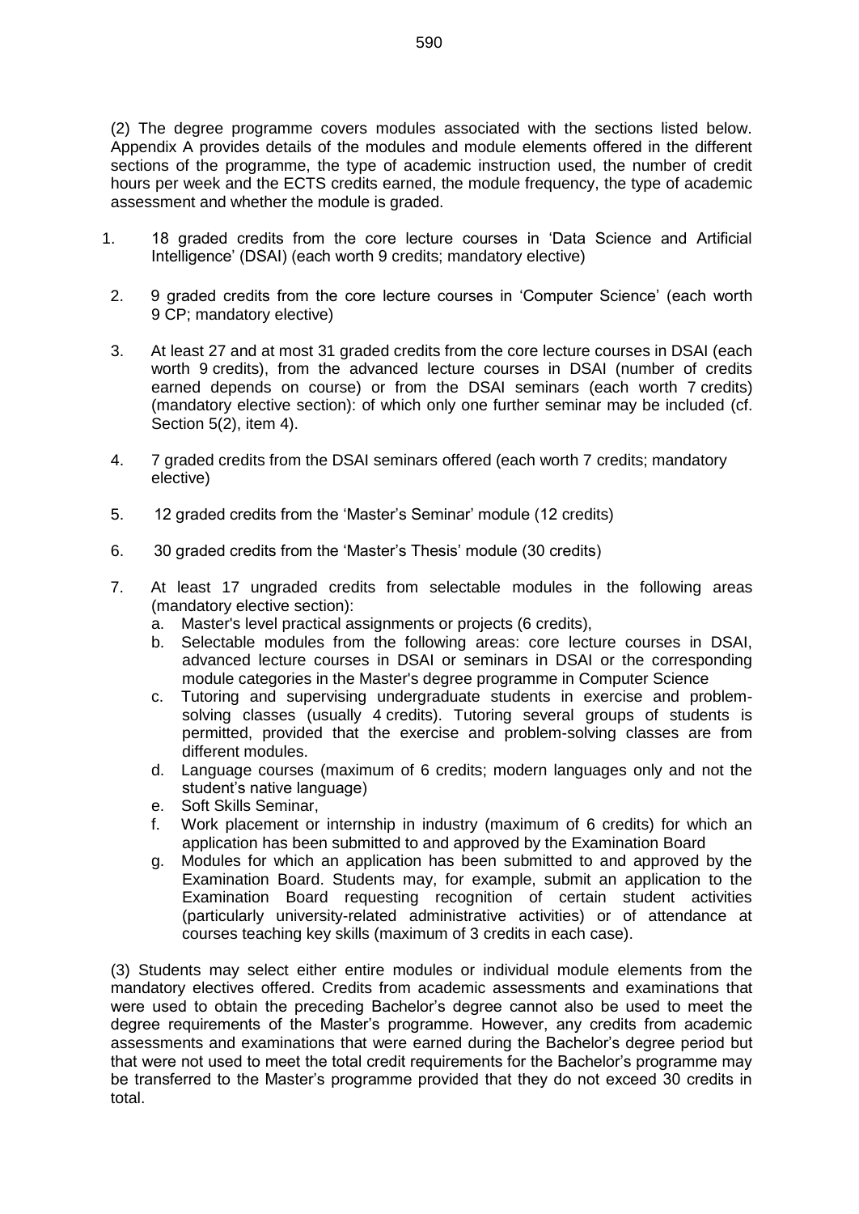(2) The degree programme covers modules associated with the sections listed below. Appendix A provides details of the modules and module elements offered in the different sections of the programme, the type of academic instruction used, the number of credit hours per week and the ECTS credits earned, the module frequency, the type of academic assessment and whether the module is graded.

1. 18 graded credits from the core lecture courses in 'Data Science and Artificial Intelligence' (DSAI) (each worth 9 credits; mandatory elective)
2. 9 graded credits from the core lecture courses in 'Computer Science' (each worth 9 CP; mandatory elective)
3. At least 27 and at most 31 graded credits from the core lecture courses in DSAI (each worth 9 credits), from the advanced lecture courses in DSAI (number of credits earned depends on course) or from the DSAI seminars (each worth 7 credits) (mandatory elective section): of which only one further seminar may be included (cf. Section 5(2), item 4).
4. 7 graded credits from the DSAI seminars offered (each worth 7 credits; mandatory elective)
5. 12 graded credits from the 'Master's Seminar' module (12 credits)
6. 30 graded credits from the 'Master's Thesis' module (30 credits)
7. At least 17 ungraded credits from selectable modules in the following areas (mandatory elective section):
   a. Master's level practical assignments or projects (6 credits),
   b. Selectable modules from the following areas: core lecture courses in DSAI, advanced lecture courses in DSAI or seminars in DSAI or the corresponding module categories in the Master's degree programme in Computer Science
   c. Tutoring and supervising undergraduate students in exercise and problem-solving classes (usually 4 credits). Tutoring several groups of students is permitted, provided that the exercise and problem-solving classes are from different modules.
   d. Language courses (maximum of 6 credits; modern languages only and not the student's native language)
   e. Soft Skills Seminar,
   f. Work placement or internship in industry (maximum of 6 credits) for which an application has been submitted to and approved by the Examination Board
   g. Modules for which an application has been submitted to and approved by the Examination Board. Students may, for example, submit an application to the Examination Board requesting recognition of certain student activities (particularly university-related administrative activities) or of attendance at courses teaching key skills (maximum of 3 credits in each case).

(3) Students may select either entire modules or individual module elements from the mandatory electives offered. Credits from academic assessments and examinations that were used to obtain the preceding Bachelor's degree cannot also be used to meet the degree requirements of the Master's programme. However, any credits from academic assessments and examinations that were earned during the Bachelor's degree period but that were not used to meet the total credit requirements for the Bachelor's programme may be transferred to the Master's programme provided that they do not exceed 30 credits in total.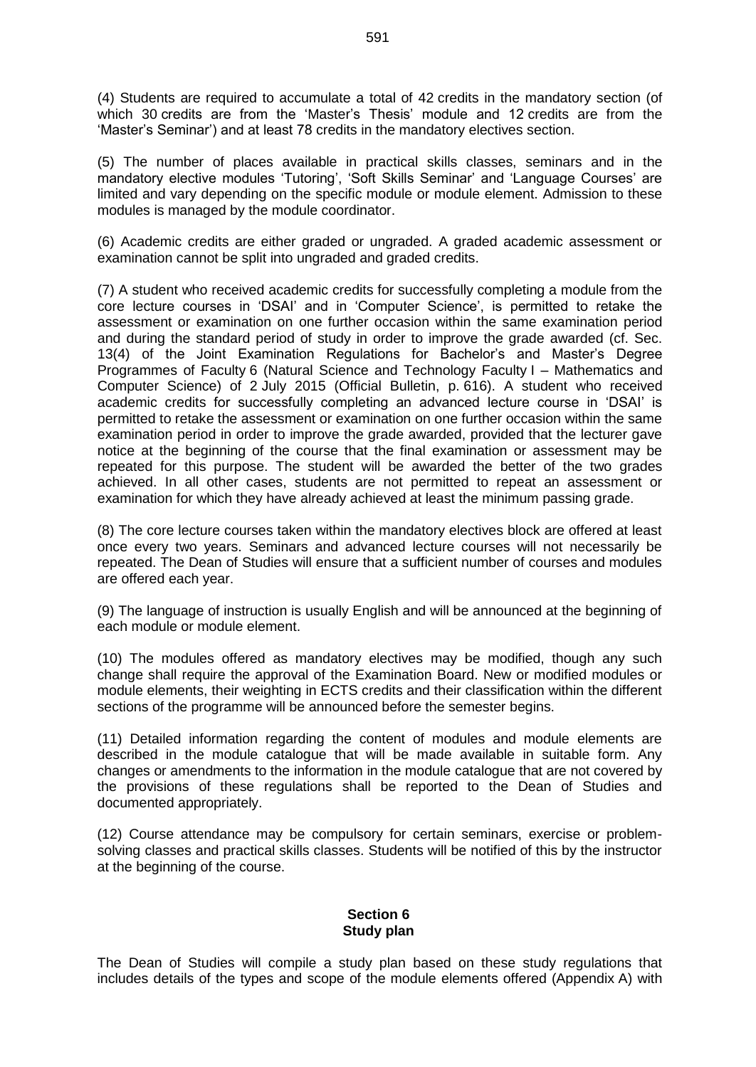(4) Students are required to accumulate a total of 42 credits in the mandatory section (of which 30 credits are from the 'Master's Thesis' module and 12 credits are from the 'Master's Seminar') and at least 78 credits in the mandatory electives section.

(5) The number of places available in practical skills classes, seminars and in the mandatory elective modules 'Tutoring', 'Soft Skills Seminar' and 'Language Courses' are limited and vary depending on the specific module or module element. Admission to these modules is managed by the module coordinator.

(6) Academic credits are either graded or ungraded. A graded academic assessment or examination cannot be split into ungraded and graded credits.

(7) A student who received academic credits for successfully completing a module from the core lecture courses in 'DSAI' and in 'Computer Science', is permitted to retake the assessment or examination on one further occasion within the same examination period and during the standard period of study in order to improve the grade awarded (cf. Sec. 13(4) of the Joint Examination Regulations for Bachelor's and Master's Degree Programmes of Faculty 6 (Natural Science and Technology Faculty I – Mathematics and Computer Science) of 2 July 2015 (Official Bulletin, p. 616). A student who received academic credits for successfully completing an advanced lecture course in 'DSAI' is permitted to retake the assessment or examination on one further occasion within the same examination period in order to improve the grade awarded, provided that the lecturer gave notice at the beginning of the course that the final examination or assessment may be repeated for this purpose. The student will be awarded the better of the two grades achieved. In all other cases, students are not permitted to repeat an assessment or examination for which they have already achieved at least the minimum passing grade.

(8) The core lecture courses taken within the mandatory electives block are offered at least once every two years. Seminars and advanced lecture courses will not necessarily be repeated. The Dean of Studies will ensure that a sufficient number of courses and modules are offered each year.

(9) The language of instruction is usually English and will be announced at the beginning of each module or module element.

(10) The modules offered as mandatory electives may be modified, though any such change shall require the approval of the Examination Board. New or modified modules or module elements, their weighting in ECTS credits and their classification within the different sections of the programme will be announced before the semester begins.

(11) Detailed information regarding the content of modules and module elements are described in the module catalogue that will be made available in suitable form. Any changes or amendments to the information in the module catalogue that are not covered by the provisions of these regulations shall be reported to the Dean of Studies and documented appropriately.

(12) Course attendance may be compulsory for certain seminars, exercise or problem-solving classes and practical skills classes. Students will be notified of this by the instructor at the beginning of the course.

## Section 6
## Study plan

The Dean of Studies will compile a study plan based on these study regulations that includes details of the types and scope of the module elements offered (Appendix A) with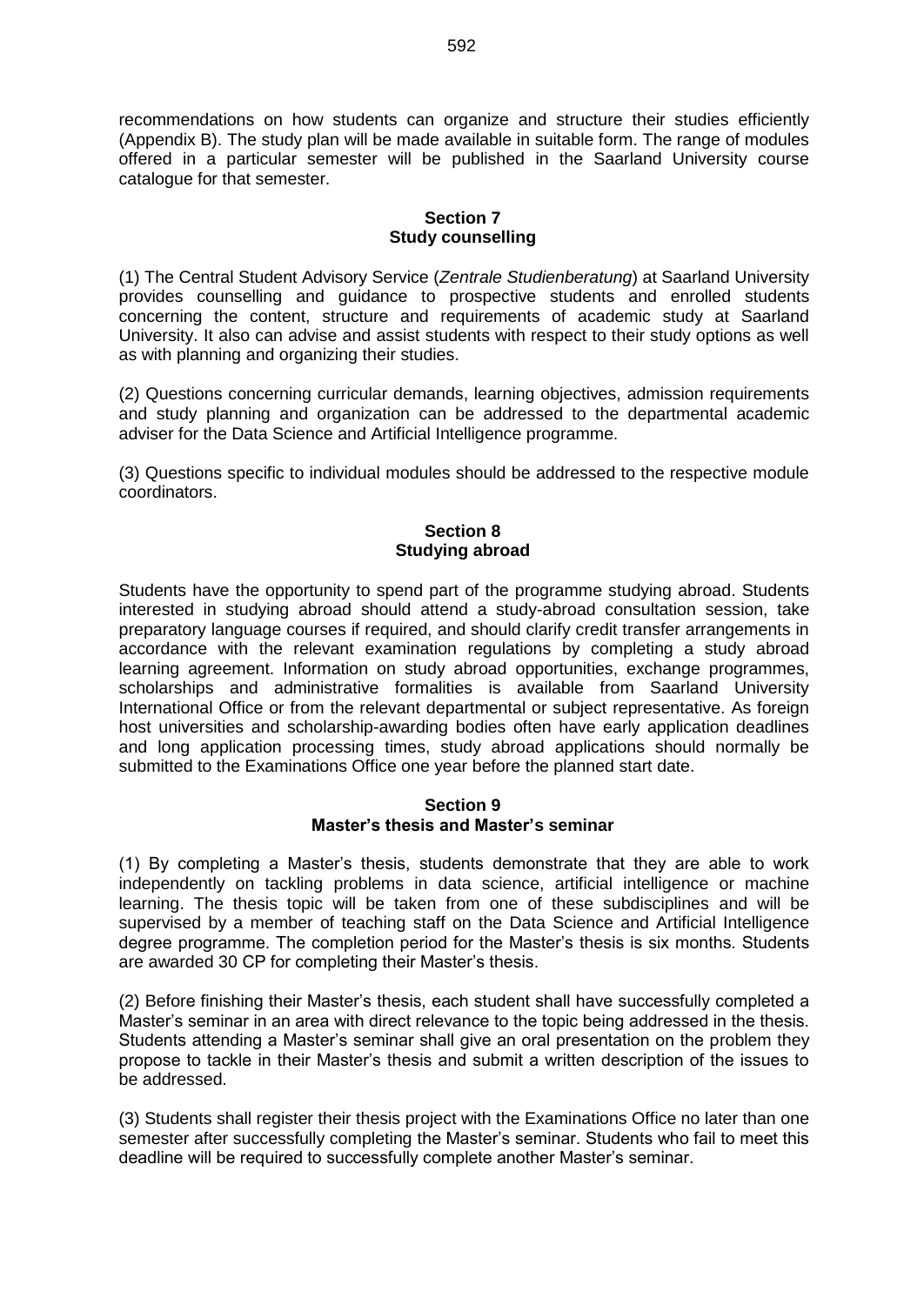recommendations on how students can organize and structure their studies efficiently (Appendix B). The study plan will be made available in suitable form. The range of modules offered in a particular semester will be published in the Saarland University course catalogue for that semester.

## Section 7
## Study counselling

(1) The Central Student Advisory Service (*Zentrale Studienberatung*) at Saarland University provides counselling and guidance to prospective students and enrolled students concerning the content, structure and requirements of academic study at Saarland University. It also can advise and assist students with respect to their study options as well as with planning and organizing their studies.

(2) Questions concerning curricular demands, learning objectives, admission requirements and study planning and organization can be addressed to the departmental academic adviser for the Data Science and Artificial Intelligence programme.

(3) Questions specific to individual modules should be addressed to the respective module coordinators.

## Section 8
## Studying abroad

Students have the opportunity to spend part of the programme studying abroad. Students interested in studying abroad should attend a study-abroad consultation session, take preparatory language courses if required, and should clarify credit transfer arrangements in accordance with the relevant examination regulations by completing a study abroad learning agreement. Information on study abroad opportunities, exchange programmes, scholarships and administrative formalities is available from Saarland University International Office or from the relevant departmental or subject representative. As foreign host universities and scholarship-awarding bodies often have early application deadlines and long application processing times, study abroad applications should normally be submitted to the Examinations Office one year before the planned start date.

## Section 9
## Master's thesis and Master's seminar

(1) By completing a Master's thesis, students demonstrate that they are able to work independently on tackling problems in data science, artificial intelligence or machine learning. The thesis topic will be taken from one of these subdisciplines and will be supervised by a member of teaching staff on the Data Science and Artificial Intelligence degree programme. The completion period for the Master's thesis is six months. Students are awarded 30 CP for completing their Master's thesis.

(2) Before finishing their Master's thesis, each student shall have successfully completed a Master's seminar in an area with direct relevance to the topic being addressed in the thesis. Students attending a Master's seminar shall give an oral presentation on the problem they propose to tackle in their Master's thesis and submit a written description of the issues to be addressed.

(3) Students shall register their thesis project with the Examinations Office no later than one semester after successfully completing the Master's seminar. Students who fail to meet this deadline will be required to successfully complete another Master's seminar.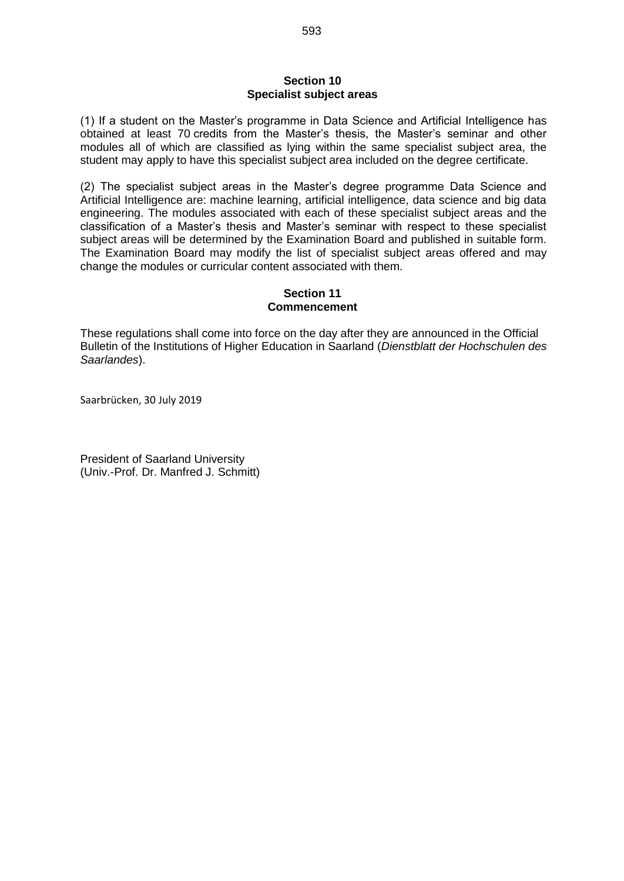## Section 10
## Specialist subject areas

(1) If a student on the Master's programme in Data Science and Artificial Intelligence has obtained at least 70 credits from the Master's thesis, the Master's seminar and other modules all of which are classified as lying within the same specialist subject area, the student may apply to have this specialist subject area included on the degree certificate.

(2) The specialist subject areas in the Master's degree programme Data Science and Artificial Intelligence are: machine learning, artificial intelligence, data science and big data engineering. The modules associated with each of these specialist subject areas and the classification of a Master's thesis and Master's seminar with respect to these specialist subject areas will be determined by the Examination Board and published in suitable form. The Examination Board may modify the list of specialist subject areas offered and may change the modules or curricular content associated with them.

## Section 11
## Commencement

These regulations shall come into force on the day after they are announced in the Official Bulletin of the Institutions of Higher Education in Saarland (*Dienstblatt der Hochschulen des Saarlandes*).

Saarbrücken, 30 July 2019

President of Saarland University
(Univ.-Prof. Dr. Manfred J. Schmitt)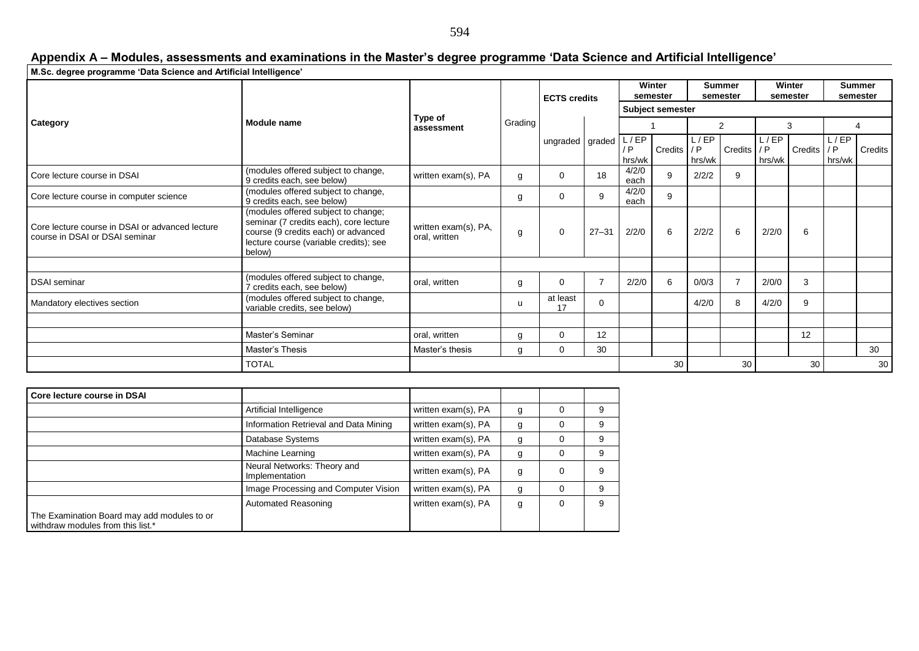## Appendix A – Modules, assessments and examinations in the Master's degree programme 'Data Science and Artificial Intelligence'

**M.Sc. degree programme 'Data Science and Artificial Intelligence'**

| Category | Module name | Type of assessment | Grading | ECTS credits | | Winter semester | | Summer semester | | Winter semester | | Summer semester | |
|---|---|---|---|---|---|---|---|---|---|---|---|---|---|
| | | | | | | Subject semester | | | | | | | |
| | | | | | | 1 | | 2 | | 3 | | 4 | |
| | | | | ungraded | graded | L / EP / P hrs/wk | Credits | L / EP / P hrs/wk | Credits | L / EP / P hrs/wk | Credits | L / EP / P hrs/wk | Credits |
| Core lecture course in DSAI | (modules offered subject to change, 9 credits each, see below) | written exam(s), PA | g | 0 | 18 | 4/2/0 each | 9 | 2/2/2 | 9 | | | | |
| Core lecture course in computer science | (modules offered subject to change, 9 credits each, see below) | | g | 0 | 9 | 4/2/0 each | 9 | | | | | | |
| Core lecture course in DSAI or advanced lecture course in DSAI or DSAI seminar | (modules offered subject to change; seminar (7 credits each), core lecture course (9 credits each) or advanced lecture course (variable credits); see below) | written exam(s), PA, oral, written | g | 0 | 27–31 | 2/2/0 | 6 | 2/2/2 | 6 | 2/2/0 | 6 | | |
| | | | | | | | | | | | | | |
| DSAI seminar | (modules offered subject to change, 7 credits each, see below) | oral, written | g | 0 | 7 | 2/2/0 | 6 | 0/0/3 | 7 | 2/0/0 | 3 | | |
| Mandatory electives section | (modules offered subject to change, variable credits, see below) | | u | at least 17 | 0 | | | 4/2/0 | 8 | 4/2/0 | 9 | | |
| | | | | | | | | | | | | | |
| | Master's Seminar | oral, written | g | 0 | 12 | | | | | | 12 | | |
| | Master's Thesis | Master's thesis | g | 0 | 30 | | | | | | | | 30 |
| | TOTAL | | | | | | 30 | | 30 | | 30 | | 30 |

| Core lecture course in DSAI | | | | | |
|---|---|---|---|---|---|
| | Artificial Intelligence | written exam(s), PA | g | 0 | 9 |
| | Information Retrieval and Data Mining | written exam(s), PA | g | 0 | 9 |
| | Database Systems | written exam(s), PA | g | 0 | 9 |
| | Machine Learning | written exam(s), PA | g | 0 | 9 |
| | Neural Networks: Theory and Implementation | written exam(s), PA | g | 0 | 9 |
| | Image Processing and Computer Vision | written exam(s), PA | g | 0 | 9 |
| The Examination Board may add modules to or withdraw modules from this list.* | Automated Reasoning | written exam(s), PA | g | 0 | 9 |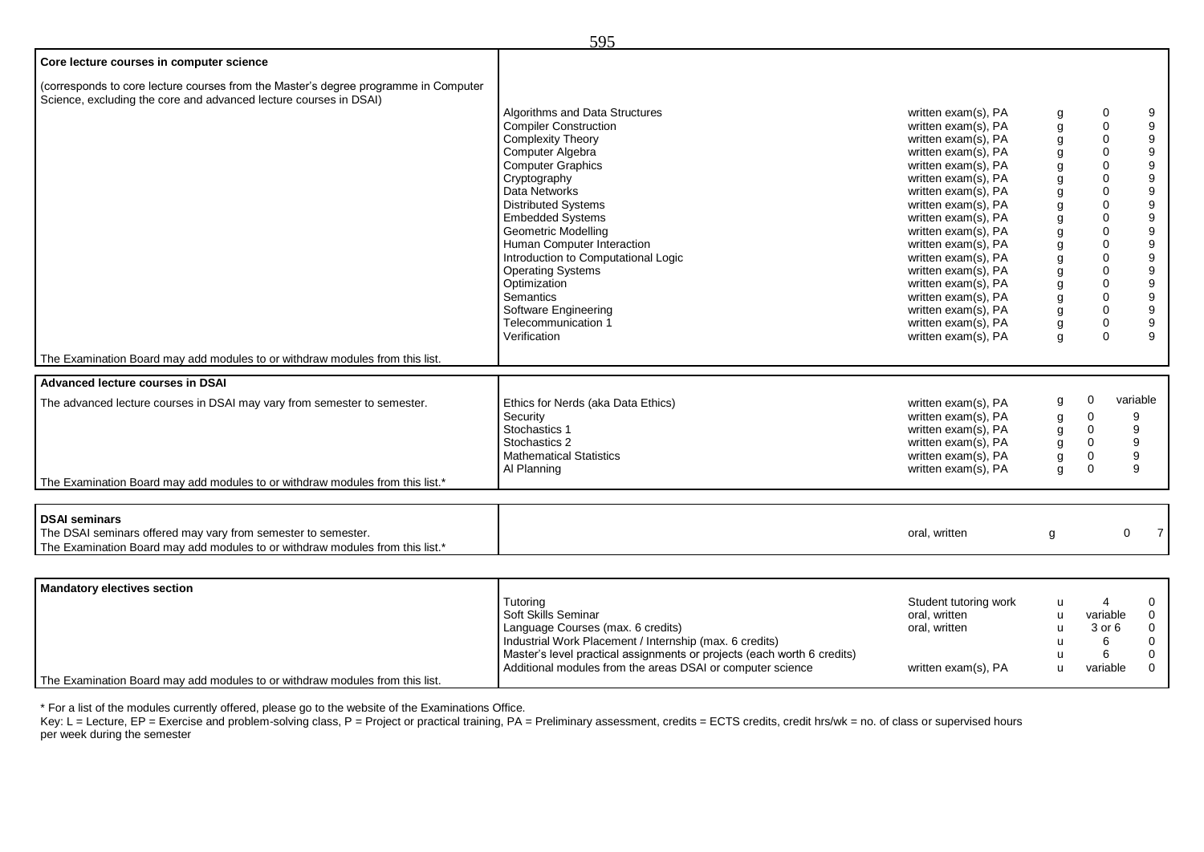| | | | | | |
|---|---|---|---|---|---|
| **Core lecture courses in computer science**<br><br>(corresponds to core lecture courses from the Master's degree programme in Computer Science, excluding the core and advanced lecture courses in DSAI) | Algorithms and Data Structures | written exam(s), PA | g | 0 | 9 |
| | Compiler Construction | written exam(s), PA | g | 0 | 9 |
| | Complexity Theory | written exam(s), PA | g | 0 | 9 |
| | Computer Algebra | written exam(s), PA | g | 0 | 9 |
| | Computer Graphics | written exam(s), PA | g | 0 | 9 |
| | Cryptography | written exam(s), PA | g | 0 | 9 |
| | Data Networks | written exam(s), PA | g | 0 | 9 |
| | Distributed Systems | written exam(s), PA | g | 0 | 9 |
| | Embedded Systems | written exam(s), PA | g | 0 | 9 |
| | Geometric Modelling | written exam(s), PA | g | 0 | 9 |
| | Human Computer Interaction | written exam(s), PA | g | 0 | 9 |
| | Introduction to Computational Logic | written exam(s), PA | g | 0 | 9 |
| | Operating Systems | written exam(s), PA | g | 0 | 9 |
| | Optimization | written exam(s), PA | g | 0 | 9 |
| | Semantics | written exam(s), PA | g | 0 | 9 |
| | Software Engineering | written exam(s), PA | g | 0 | 9 |
| | Telecommunication 1 | written exam(s), PA | g | 0 | 9 |
| | Verification | written exam(s), PA | g | 0 | 9 |
| The Examination Board may add modules to or withdraw modules from this list. | | | | | |
| **Advanced lecture courses in DSAI** | | | | | |
| The advanced lecture courses in DSAI may vary from semester to semester. | Ethics for Nerds (aka Data Ethics) | written exam(s), PA | g | 0 | variable |
| | Security | written exam(s), PA | g | 0 | 9 |
| | Stochastics 1 | written exam(s), PA | g | 0 | 9 |
| | Stochastics 2 | written exam(s), PA | g | 0 | 9 |
| | Mathematical Statistics | written exam(s), PA | g | 0 | 9 |
| | AI Planning | written exam(s), PA | g | 0 | 9 |
| The Examination Board may add modules to or withdraw modules from this list.* | | | | | |
| **DSAI seminars**<br>The DSAI seminars offered may vary from semester to semester.<br>The Examination Board may add modules to or withdraw modules from this list.* | | oral, written | g | 0 | 7 |
| **Mandatory electives section** | Tutoring | Student tutoring work | u | 4 | 0 |
| | Soft Skills Seminar | oral, written | u | variable | 0 |
| | Language Courses (max. 6 credits) | oral, written | u | 3 or 6 | 0 |
| | Industrial Work Placement / Internship (max. 6 credits) | | u | 6 | 0 |
| | Master's level practical assignments or projects (each worth 6 credits) | | u | 6 | 0 |
| | Additional modules from the areas DSAI or computer science | written exam(s), PA | u | variable | 0 |
| The Examination Board may add modules to or withdraw modules from this list. | | | | | |

\* For a list of the modules currently offered, please go to the website of the Examinations Office.

Key: L = Lecture, EP = Exercise and problem-solving class, P = Project or practical training, PA = Preliminary assessment, credits = ECTS credits, credit hrs/wk = no. of class or supervised hours per week during the semester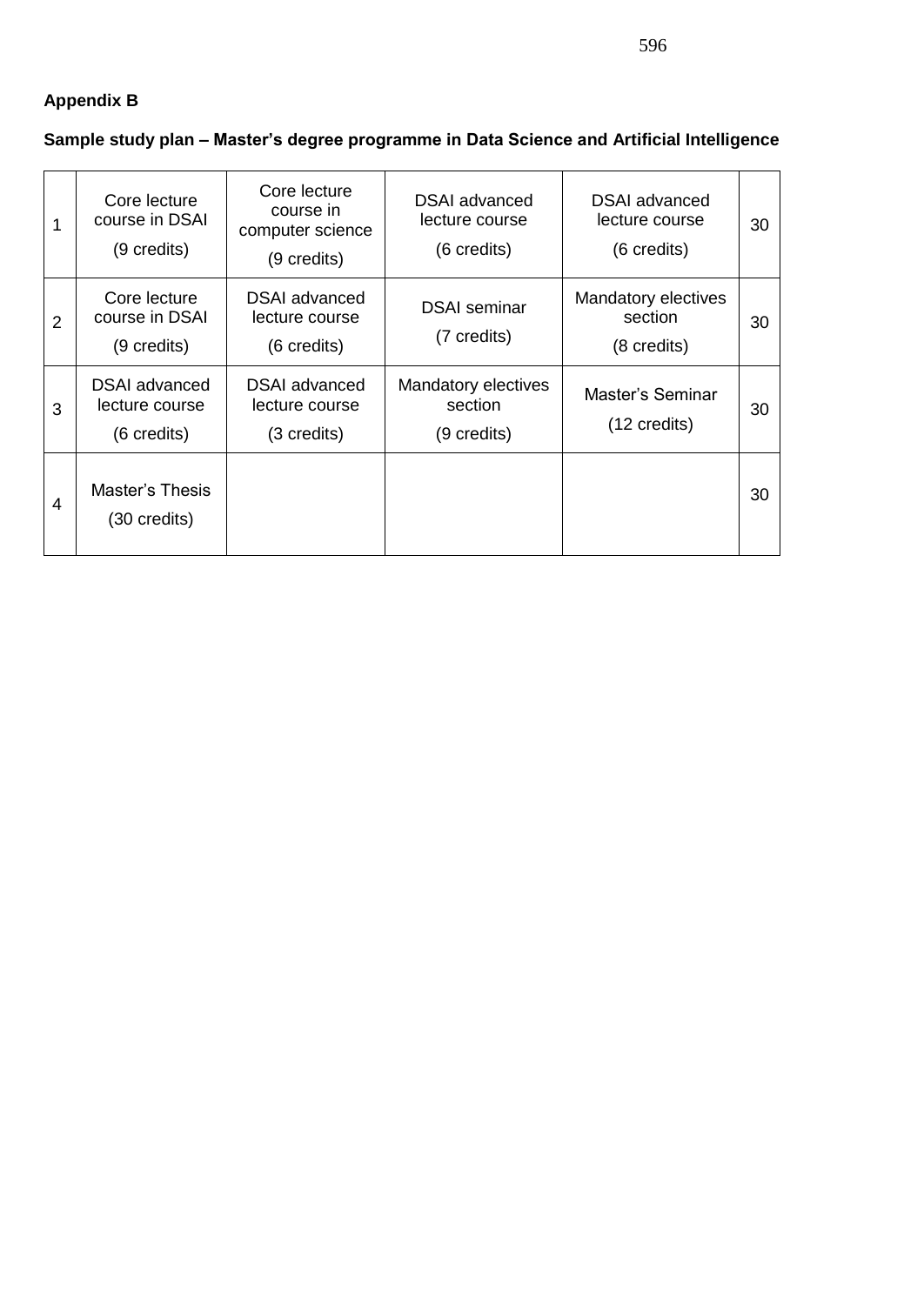**Appendix B**

**Sample study plan – Master's degree programme in Data Science and Artificial Intelligence**

| | | | | | |
|---|---|---|---|---|---|
| 1 | Core lecture course in DSAI (9 credits) | Core lecture course in computer science (9 credits) | DSAI advanced lecture course (6 credits) | DSAI advanced lecture course (6 credits) | 30 |
| 2 | Core lecture course in DSAI (9 credits) | DSAI advanced lecture course (6 credits) | DSAI seminar (7 credits) | Mandatory electives section (8 credits) | 30 |
| 3 | DSAI advanced lecture course (6 credits) | DSAI advanced lecture course (3 credits) | Mandatory electives section (9 credits) | Master's Seminar (12 credits) | 30 |
| 4 | Master's Thesis (30 credits) | | | | 30 |